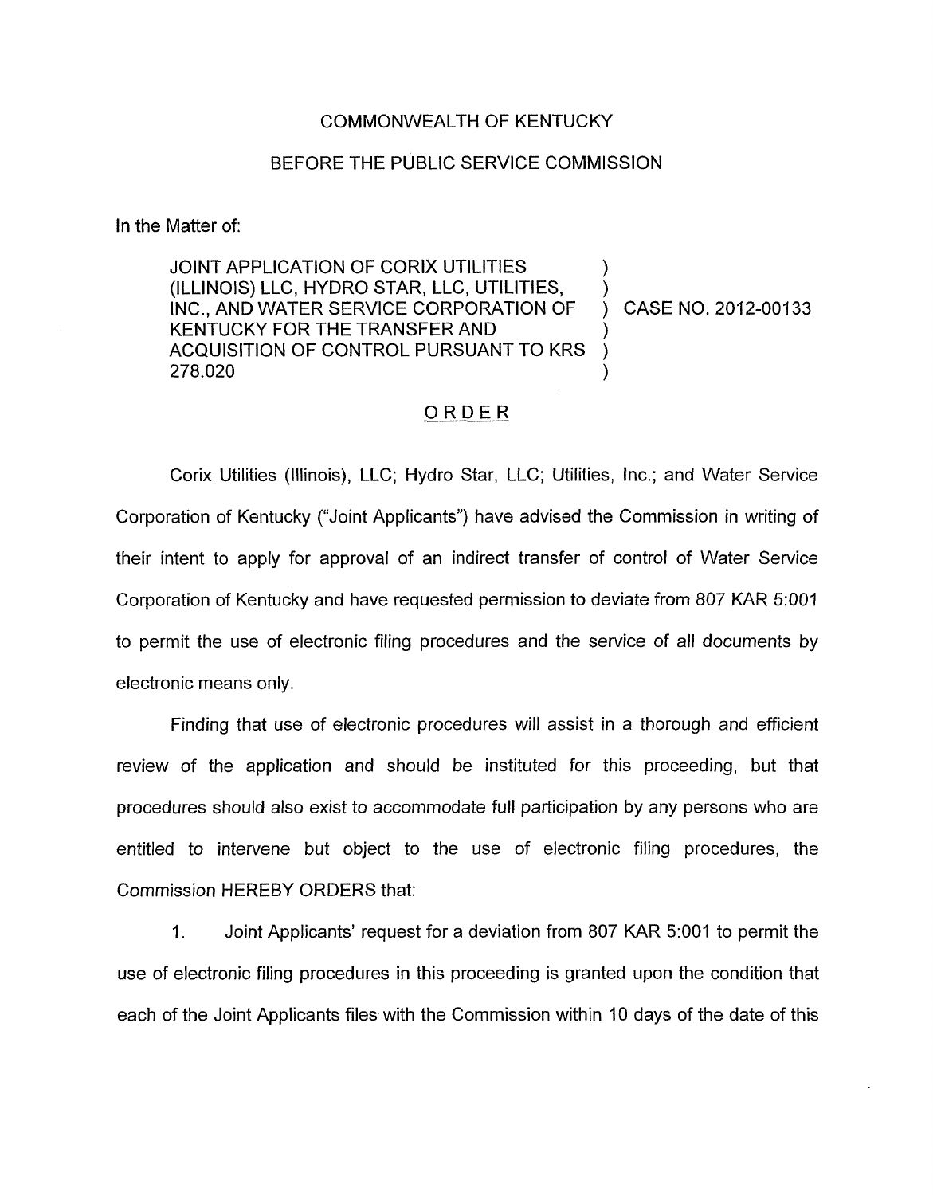COMMONWEALTH OF KENTUCKY

BEFORE THE PUBLIC SERVICE COMMISSION

In the Matter of:

JOINT APPLICATION OF CORIX UTILITIES (ILLINOIS) LLC, HYDRO STAR, LLC, UTILITIES, INC., AND WATER SERVICE CORPORATION OF KENTUCKY FOR THE TRANSFER AND ACQUISITION OF CONTROL PURSUANT TO KRS 278.020 ) CASE NO. 2012-00133

ORDER

Corix Utilities (Illinois), LLC; Hydro Star, LLC; Utilities, Inc.; and Water Service Corporation of Kentucky ("Joint Applicants") have advised the Commission in writing of their intent to apply for approval of an indirect transfer of control of Water Service Corporation of Kentucky and have requested permission to deviate from 807 KAR 5:001 to permit the use of electronic filing procedures and the service of all documents by electronic means only.

Finding that use of electronic procedures will assist in a thorough and efficient review of the application and should be instituted for this proceeding, but that procedures should also exist to accommodate full participation by any persons who are entitled to intervene but object to the use of electronic filing procedures, the Commission HEREBY ORDERS that:

1. Joint Applicants' request for a deviation from 807 KAR 5:001 to permit the use of electronic filing procedures in this proceeding is granted upon the condition that each of the Joint Applicants files with the Commission within 10 days of the date of this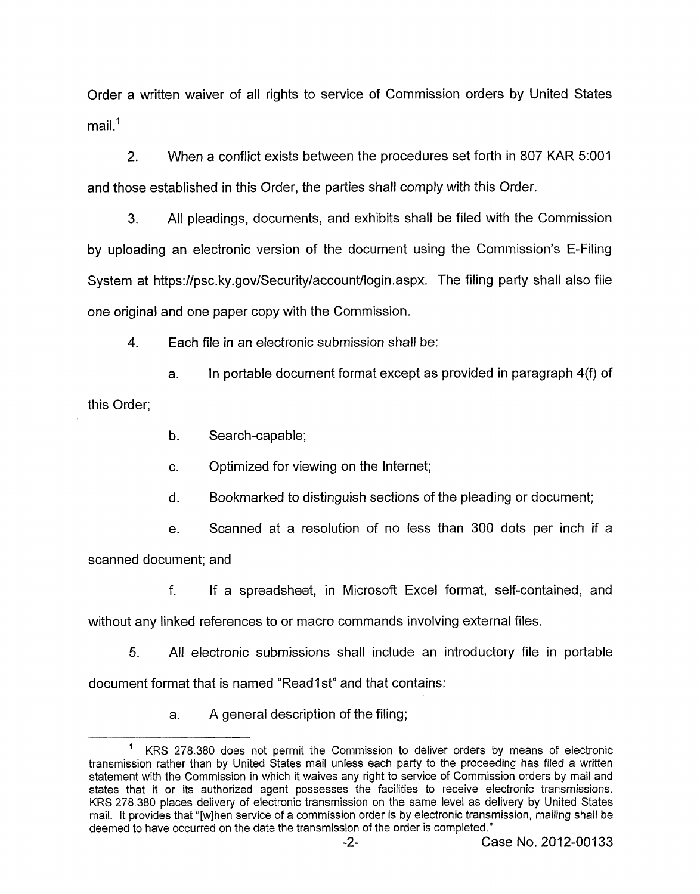Order a written waiver of all rights to service of Commission orders by United States mail.[1]

2. When a conflict exists between the procedures set forth in 807 KAR 5:001 and those established in this Order, the parties shall comply with this Order.

3. All pleadings, documents, and exhibits shall be filed with the Commission by uploading an electronic version of the document using the Commission's E-Filing System at https://psc.ky.gov/Security/account/login.aspx. The filing party shall also file one original and one paper copy with the Commission.

4. Each file in an electronic submission shall be:

   a. In portable document format except as provided in paragraph 4(f) of this Order;

   b. Search-capable;

   c. Optimized for viewing on the Internet;

   d. Bookmarked to distinguish sections of the pleading or document;

   e. Scanned at a resolution of no less than 300 dots per inch if a scanned document; and

   f. If a spreadsheet, in Microsoft Excel format, self-contained, and without any linked references to or macro commands involving external files.

5. All electronic submissions shall include an introductory file in portable document format that is named "Read1st" and that contains:

   a. A general description of the filing;

---

[1] KRS 278.380 does not permit the Commission to deliver orders by means of electronic transmission rather than by United States mail unless each party to the proceeding has filed a written statement with the Commission in which it waives any right to service of Commission orders by mail and states that it or its authorized agent possesses the facilities to receive electronic transmissions. KRS 278.380 places delivery of electronic transmission on the same level as delivery by United States mail. It provides that "[w]hen service of a commission order is by electronic transmission, mailing shall be deemed to have occurred on the date the transmission of the order is completed."

Case No. 2012-00133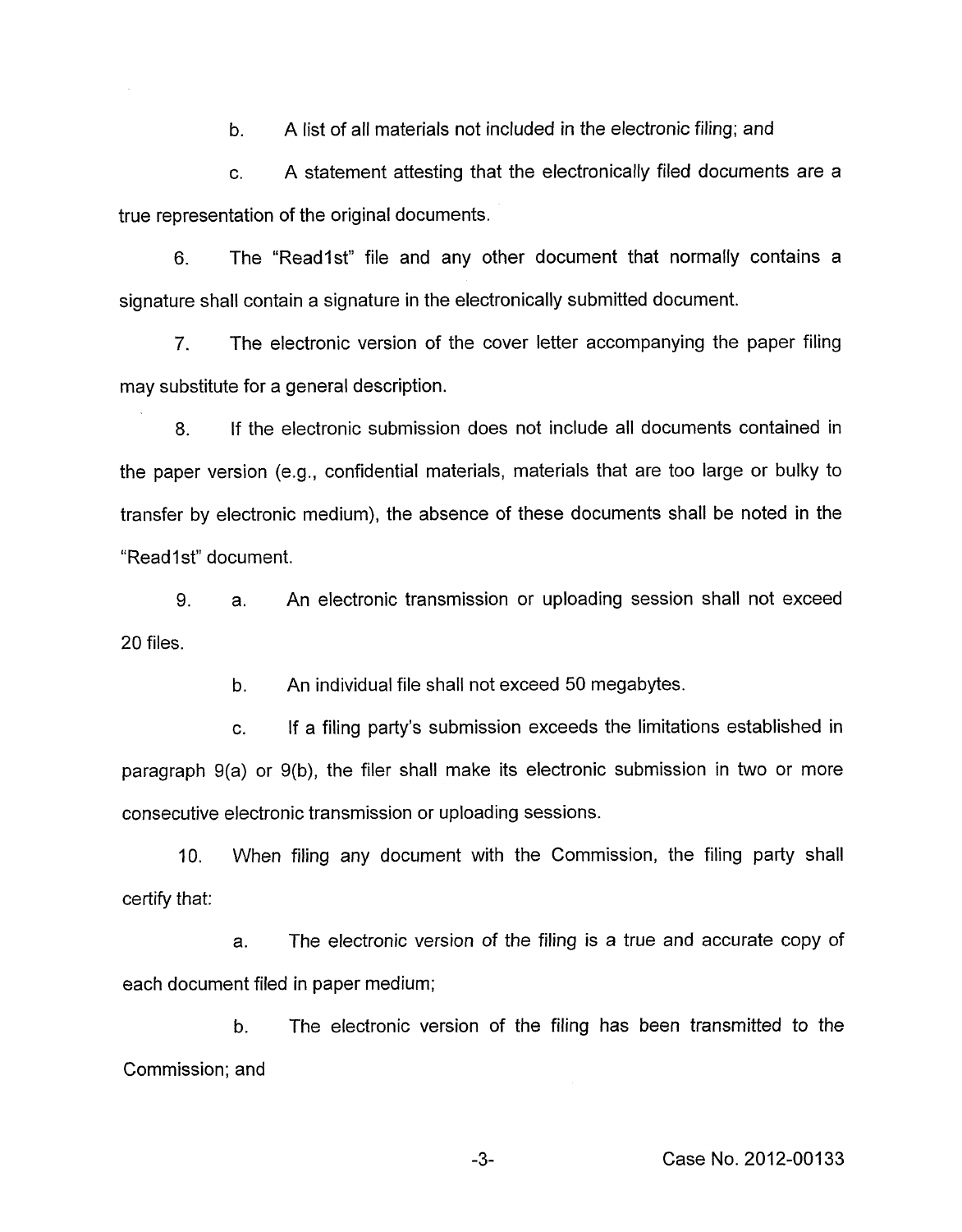b. A list of all materials not included in the electronic filing; and

c. A statement attesting that the electronically filed documents are a true representation of the original documents.

6. The "Read1st" file and any other document that normally contains a signature shall contain a signature in the electronically submitted document.

7. The electronic version of the cover letter accompanying the paper filing may substitute for a general description.

8. If the electronic submission does not include all documents contained in the paper version (e.g., confidential materials, materials that are too large or bulky to transfer by electronic medium), the absence of these documents shall be noted in the "Read1st" document.

9. a. An electronic transmission or uploading session shall not exceed 20 files.

b. An individual file shall not exceed 50 megabytes.

c. If a filing party's submission exceeds the limitations established in paragraph 9(a) or 9(b), the filer shall make its electronic submission in two or more consecutive electronic transmission or uploading sessions.

10. When filing any document with the Commission, the filing party shall certify that:

a. The electronic version of the filing is a true and accurate copy of each document filed in paper medium;

b. The electronic version of the filing has been transmitted to the Commission; and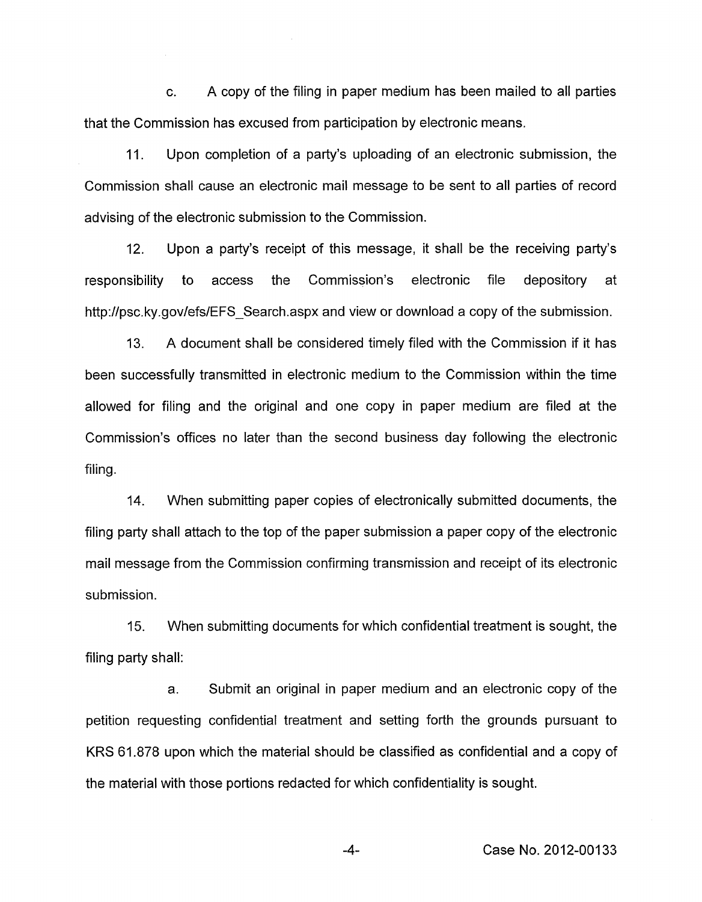c. A copy of the filing in paper medium has been mailed to all parties that the Commission has excused from participation by electronic means.

11. Upon completion of a party's uploading of an electronic submission, the Commission shall cause an electronic mail message to be sent to all parties of record advising of the electronic submission to the Commission.

12. Upon a party's receipt of this message, it shall be the receiving party's responsibility to access the Commission's electronic file depository at http://psc.ky.gov/efs/EFS_Search.aspx and view or download a copy of the submission.

13. A document shall be considered timely filed with the Commission if it has been successfully transmitted in electronic medium to the Commission within the time allowed for filing and the original and one copy in paper medium are filed at the Commission's offices no later than the second business day following the electronic filing.

14. When submitting paper copies of electronically submitted documents, the filing party shall attach to the top of the paper submission a paper copy of the electronic mail message from the Commission confirming transmission and receipt of its electronic submission.

15. When submitting documents for which confidential treatment is sought, the filing party shall:

a. Submit an original in paper medium and an electronic copy of the petition requesting confidential treatment and setting forth the grounds pursuant to KRS 61.878 upon which the material should be classified as confidential and a copy of the material with those portions redacted for which confidentiality is sought.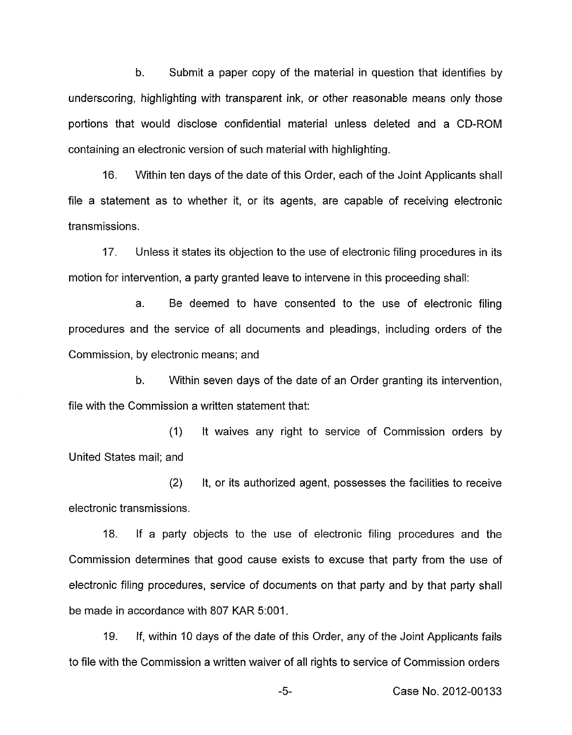b. Submit a paper copy of the material in question that identifies by underscoring, highlighting with transparent ink, or other reasonable means only those portions that would disclose confidential material unless deleted and a CD-ROM containing an electronic version of such material with highlighting.

16. Within ten days of the date of this Order, each of the Joint Applicants shall file a statement as to whether it, or its agents, are capable of receiving electronic transmissions.

17. Unless it states its objection to the use of electronic filing procedures in its motion for intervention, a party granted leave to intervene in this proceeding shall:

a. Be deemed to have consented to the use of electronic filing procedures and the service of all documents and pleadings, including orders of the Commission, by electronic means; and

b. Within seven days of the date of an Order granting its intervention, file with the Commission a written statement that:

(1) It waives any right to service of Commission orders by United States mail; and

(2) It, or its authorized agent, possesses the facilities to receive electronic transmissions.

18. If a party objects to the use of electronic filing procedures and the Commission determines that good cause exists to excuse that party from the use of electronic filing procedures, service of documents on that party and by that party shall be made in accordance with 807 KAR 5:001.

19. If, within 10 days of the date of this Order, any of the Joint Applicants fails to file with the Commission a written waiver of all rights to service of Commission orders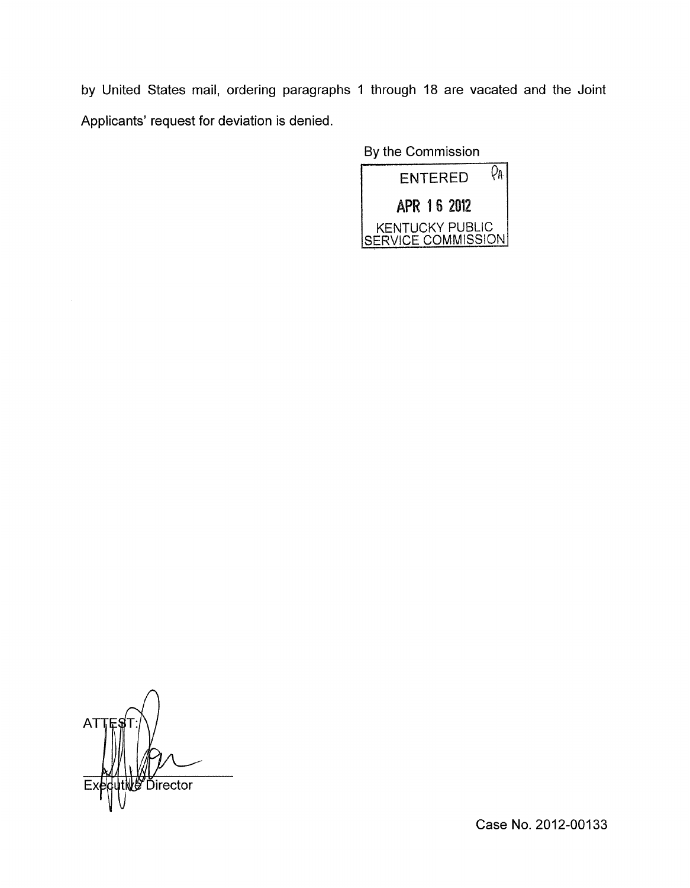by United States mail, ordering paragraphs 1 through 18 are vacated and the Joint Applicants' request for deviation is denied.

By the Commission

ENTERED
APR 16 2012
KENTUCKY PUBLIC SERVICE COMMISSION

ATTEST:

Executive Director

Case No. 2012-00133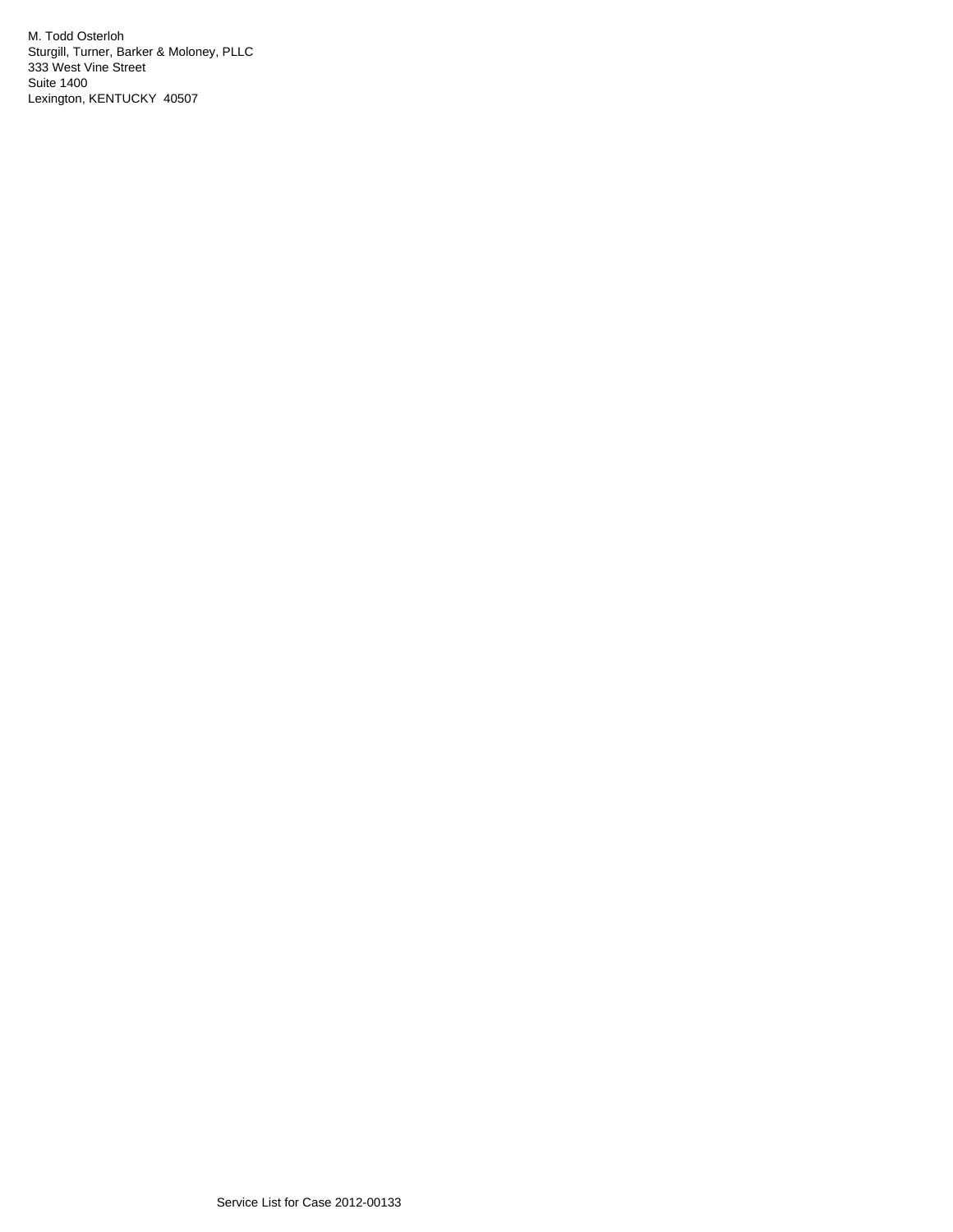M. Todd Osterloh
Sturgill, Turner, Barker & Moloney, PLLC
333 West Vine Street
Suite 1400
Lexington, KENTUCKY  40507